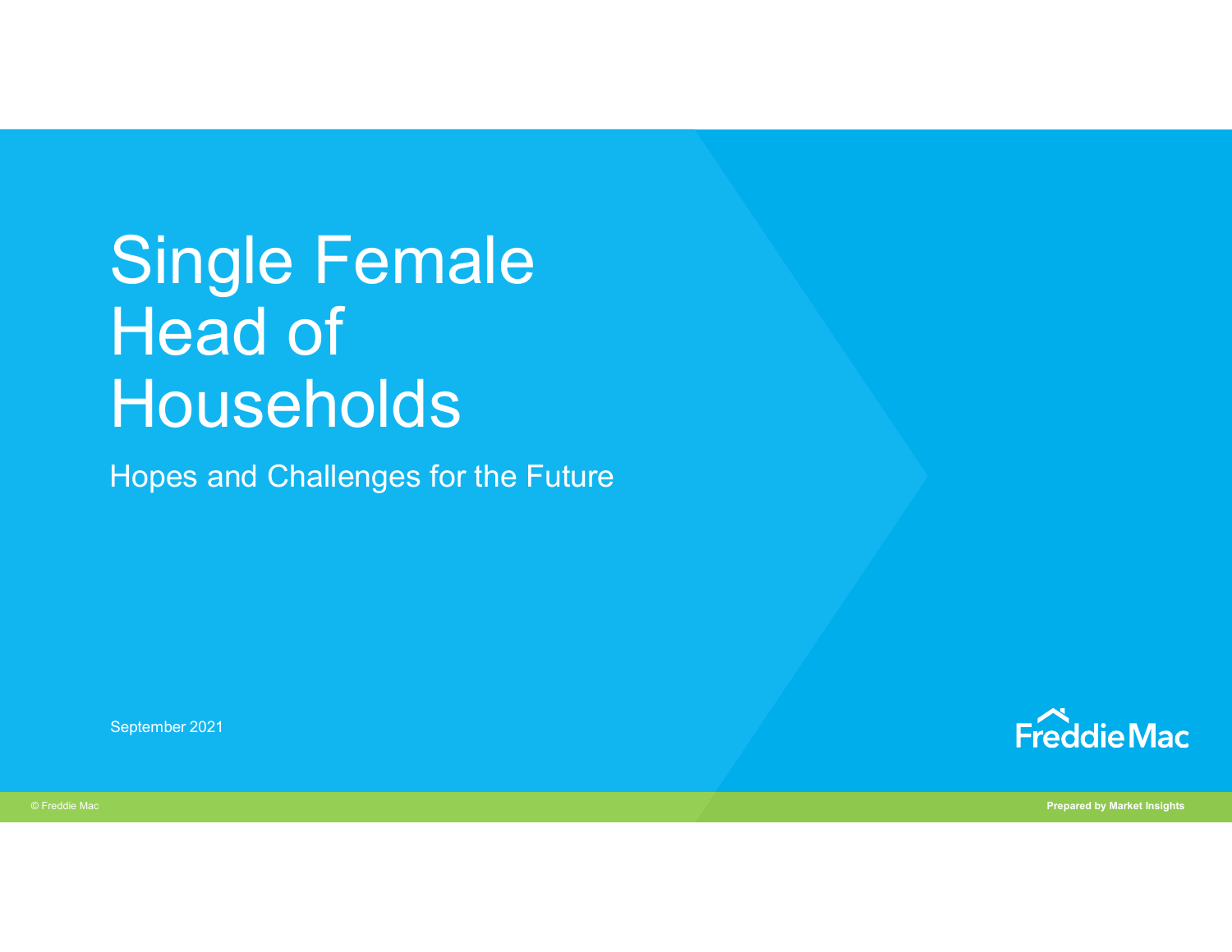# Single Female Head of Households

## Hopes and Challenges for the Future

September 2021

Prepared by Market Insights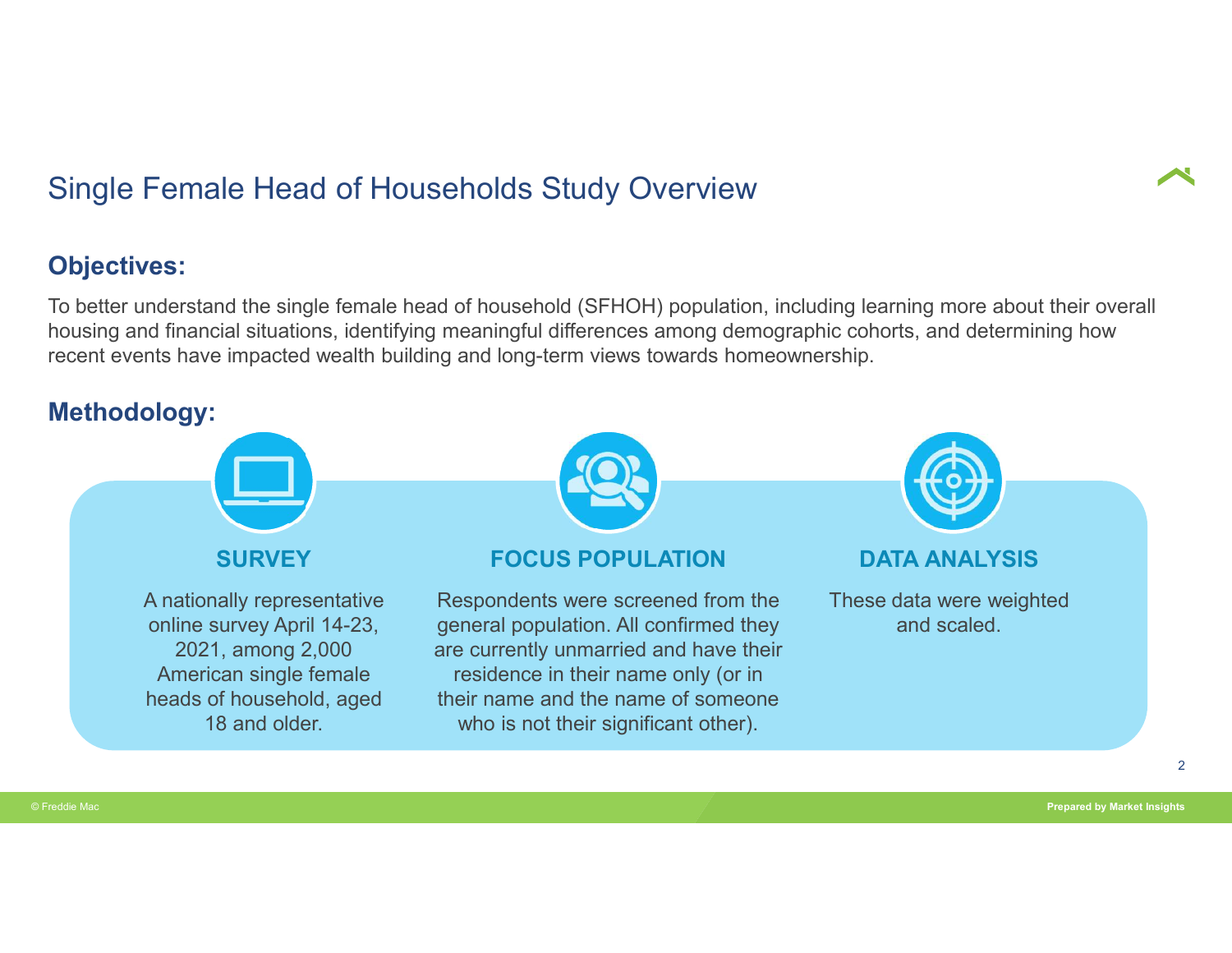# Single Female Head of Households Study Overview

## Objectives:

To better understand the single female head of household (SFHOH) population, including learning more about their overall housing and financial situations, identifying meaningful differences among demographic cohorts, and determining how recent events have impacted wealth building and long-term views towards homeownership.

## Methodology:

### SURVEY

A nationally representative online survey April 14-23, 2021, among 2,000 American single female heads of household, aged 18 and older.

### FOCUS POPULATION

Respondents were screened from the general population. All confirmed they are currently unmarried and have their residence in their name only (or in their name and the name of someone who is not their significant other).

### DATA ANALYSIS

These data were weighted and scaled.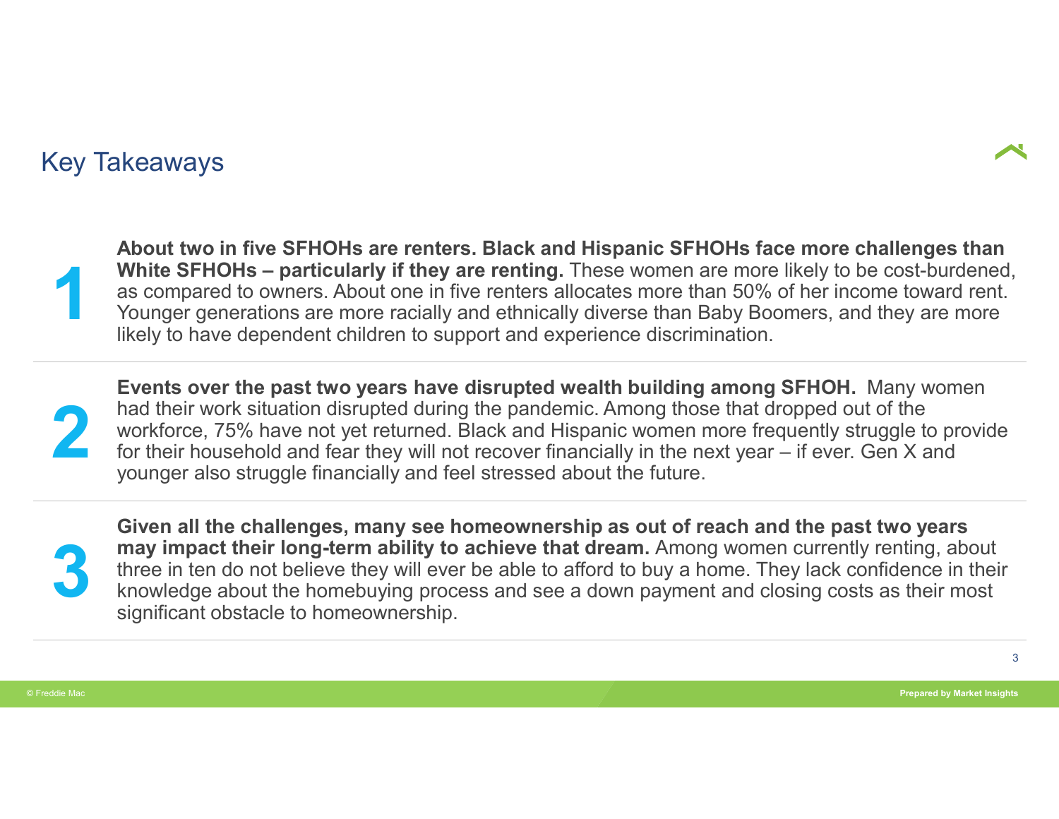## Key Takeaways

1. **About two in five SFHOHs are renters. Black and Hispanic SFHOHs face more challenges than White SFHOHs – particularly if they are renting.** These women are more likely to be cost-burdened, as compared to owners. About one in five renters allocates more than 50% of her income toward rent. Younger generations are more racially and ethnically diverse than Baby Boomers, and they are more likely to have dependent children to support and experience discrimination.

2. **Events over the past two years have disrupted wealth building among SFHOH.** Many women had their work situation disrupted during the pandemic. Among those that dropped out of the workforce, 75% have not yet returned. Black and Hispanic women more frequently struggle to provide for their household and fear they will not recover financially in the next year – if ever. Gen X and younger also struggle financially and feel stressed about the future.

3. **Given all the challenges, many see homeownership as out of reach and the past two years may impact their long-term ability to achieve that dream.** Among women currently renting, about three in ten do not believe they will ever be able to afford to buy a home. They lack confidence in their knowledge about the homebuying process and see a down payment and closing costs as their most significant obstacle to homeownership.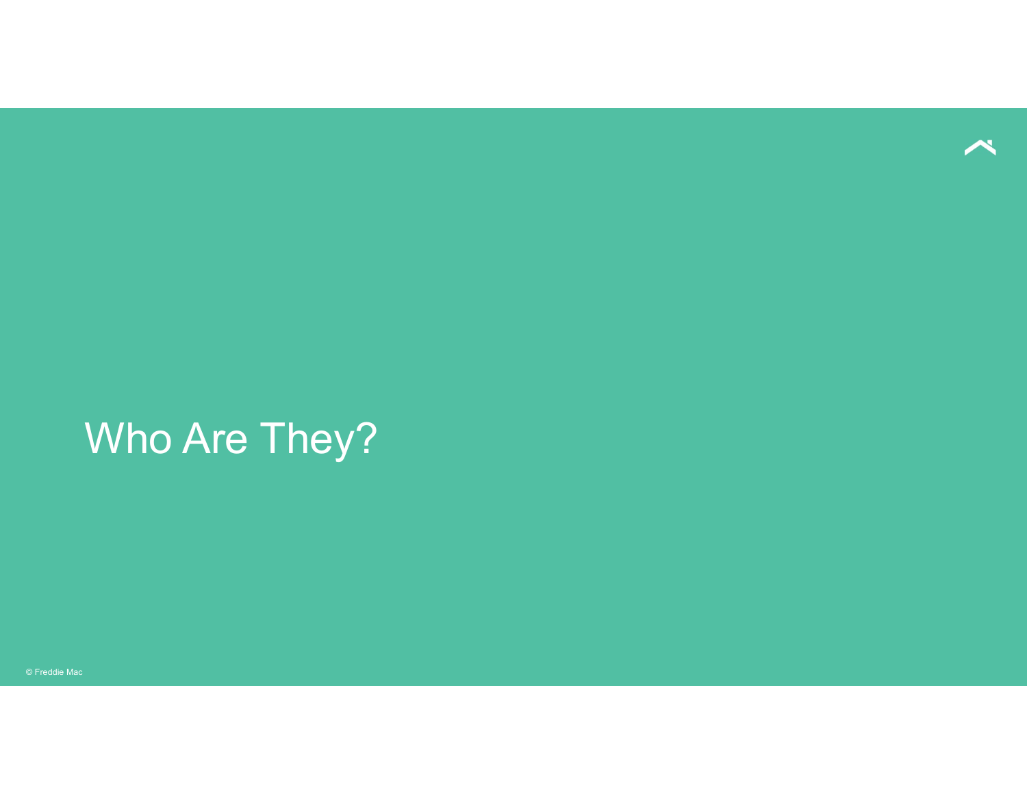# Who Are They?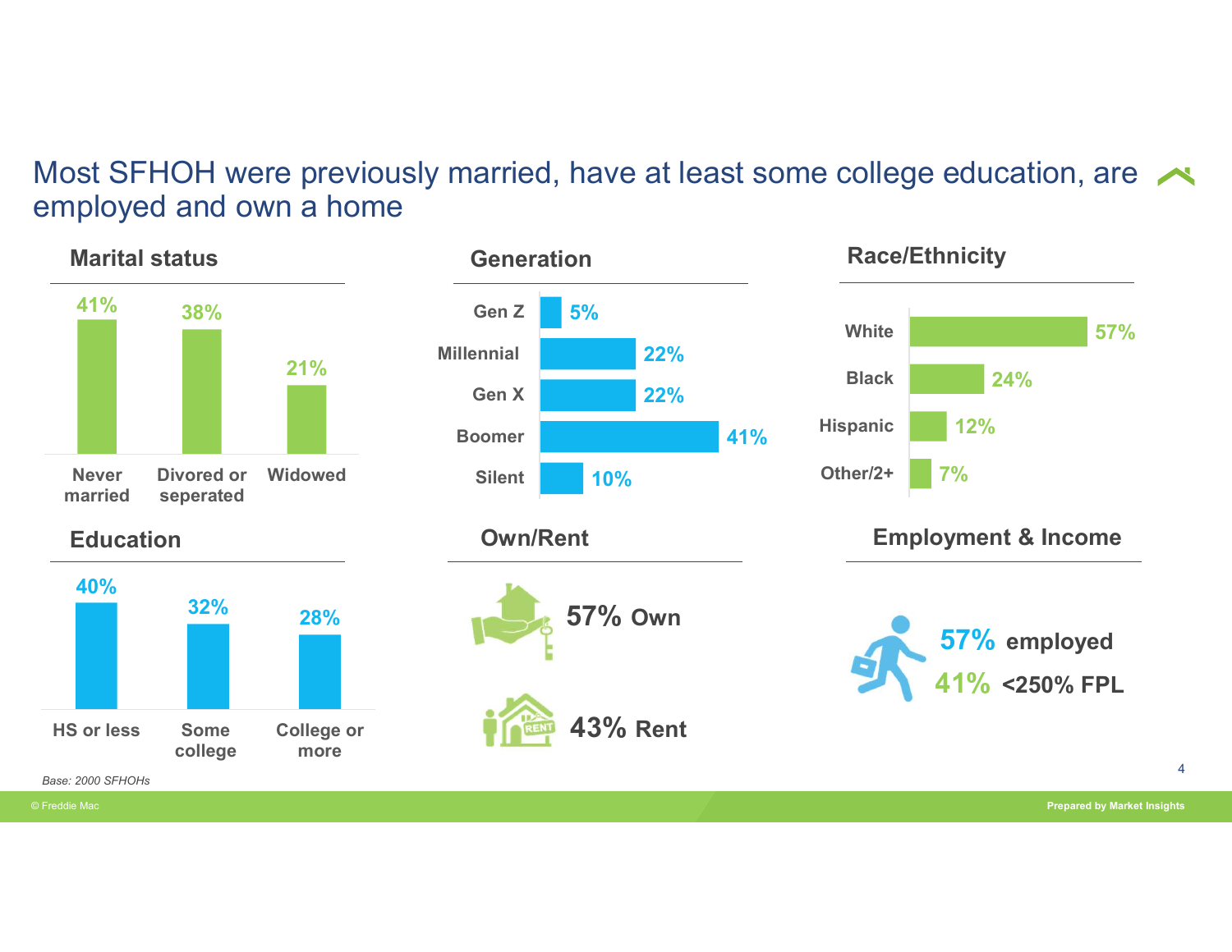# Most SFHOH were previously married, have at least some college education, are employed and own a home

## Marital status

| Never married | Divorced or seperated | Widowed |
|---|---|---|
| 41% | 38% | 21% |

## Generation

| Generation | % |
|---|---|
| Gen Z | 5% |
| Millennial | 22% |
| Gen X | 22% |
| Boomer | 41% |
| Silent | 10% |

## Race/Ethnicity

| Race/Ethnicity | % |
|---|---|
| White | 57% |
| Black | 24% |
| Hispanic | 12% |
| Other/2+ | 7% |

## Education

| HS or less | Some college | College or more |
|---|---|---|
| 40% | 32% | 28% |

## Own/Rent

**57% Own**

**43% Rent**

## Employment & Income

**57% employed**

**41% <250% FPL**

*Base: 2000 SFHOHs*

© Freddie Mac

Prepared by Market Insights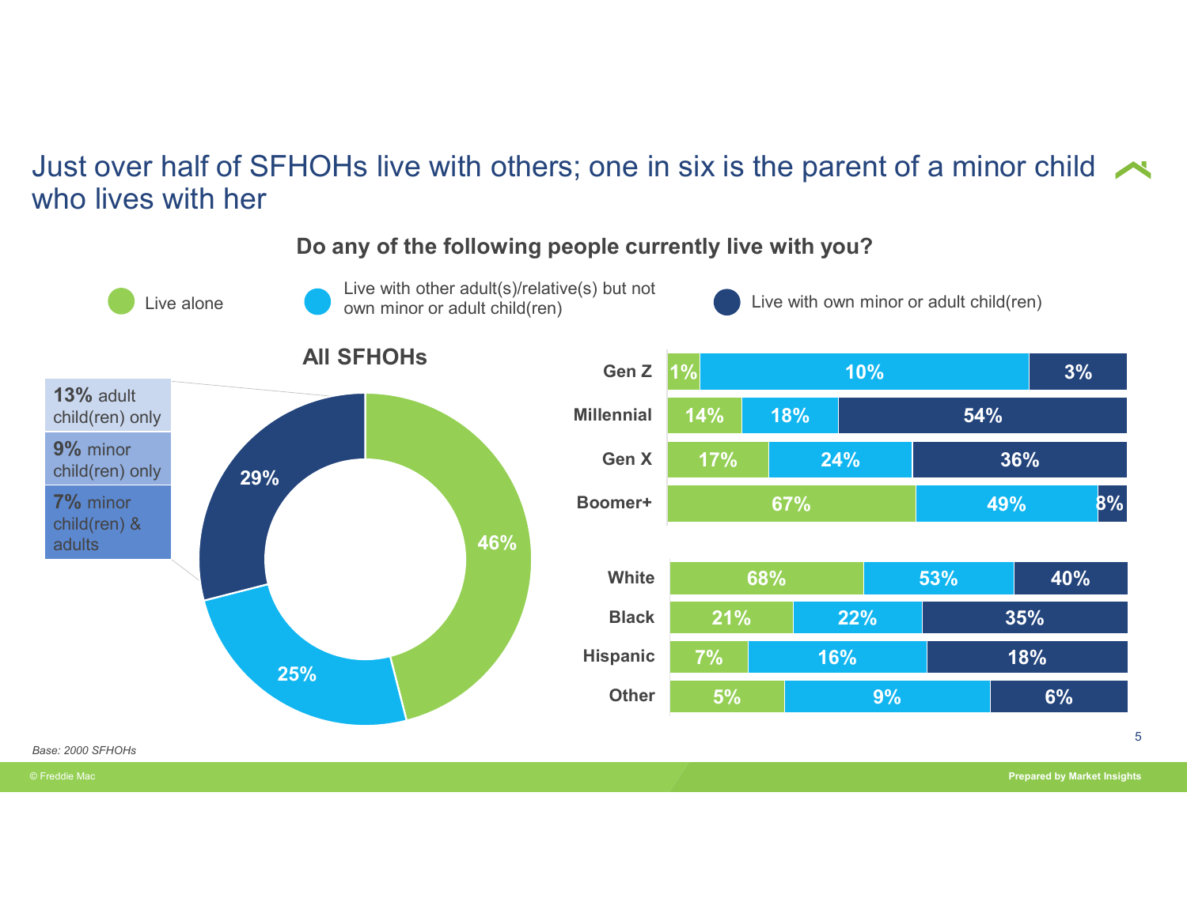# Just over half of SFHOHs live with others; one in six is the parent of a minor child who lives with her

**Do any of the following people currently live with you?**

Legend: Live alone | Live with other adult(s)/relative(s) but not own minor or adult child(ren) | Live with own minor or adult child(ren)

**All SFHOHs**

| Category | % |
|---|---|
| Live alone | 46% |
| Live with other adult(s)/relative(s) but not own minor or adult child(ren) | 25% |
| Live with own minor or adult child(ren) | 29% |

Breakdown of 29%:
- **13%** adult child(ren) only
- **9%** minor child(ren) only
- **7%** minor child(ren) & adults

| | Live alone | Live with other adult(s)/relative(s) but not own minor or adult child(ren) | Live with own minor or adult child(ren) |
|---|---|---|---|
| Gen Z | 1% | 10% | 3% |
| Millennial | 14% | 18% | 54% |
| Gen X | 17% | 24% | 36% |
| Boomer+ | 67% | 49% | 8% |
| White | 68% | 53% | 40% |
| Black | 21% | 22% | 35% |
| Hispanic | 7% | 16% | 18% |
| Other | 5% | 9% | 6% |

*Base: 2000 SFHOHs*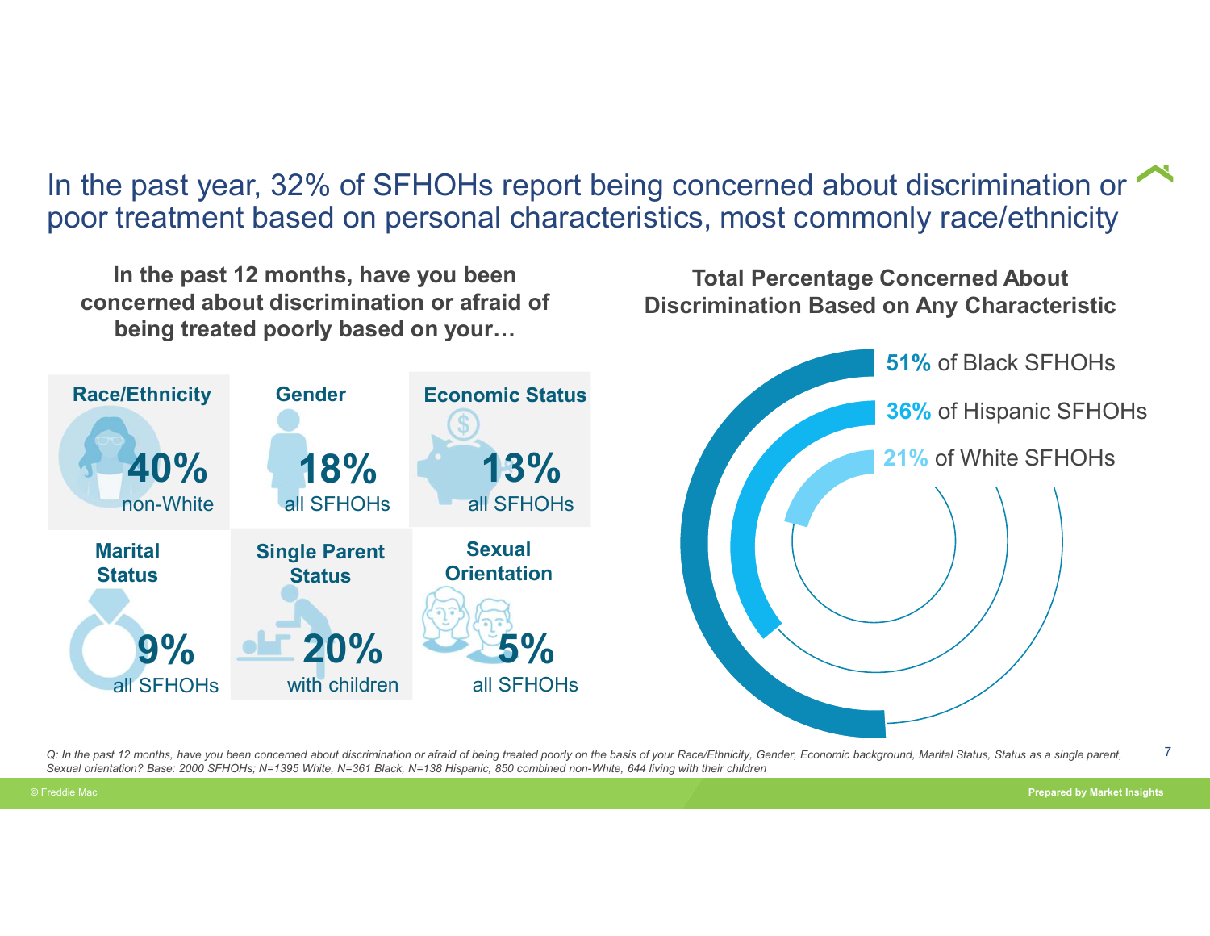# In the past year, 32% of SFHOHs report being concerned about discrimination or poor treatment based on personal characteristics, most commonly race/ethnicity

**In the past 12 months, have you been concerned about discrimination or afraid of being treated poorly based on your…**

| Characteristic | Percentage | Base |
| --- | --- | --- |
| Race/Ethnicity | 40% | non-White |
| Gender | 18% | all SFHOHs |
| Economic Status | 13% | all SFHOHs |
| Marital Status | 9% | all SFHOHs |
| Single Parent Status | 20% | with children |
| Sexual Orientation | 5% | all SFHOHs |

**Total Percentage Concerned About Discrimination Based on Any Characteristic**

- **51%** of Black SFHOHs
- **36%** of Hispanic SFHOHs
- **21%** of White SFHOHs

*Q: In the past 12 months, have you been concerned about discrimination or afraid of being treated poorly on the basis of your Race/Ethnicity, Gender, Economic background, Marital Status, Status as a single parent, Sexual orientation? Base: 2000 SFHOHs; N=1395 White, N=361 Black, N=138 Hispanic, 850 combined non-White, 644 living with their children*

© Freddie Mac

Prepared by Market Insights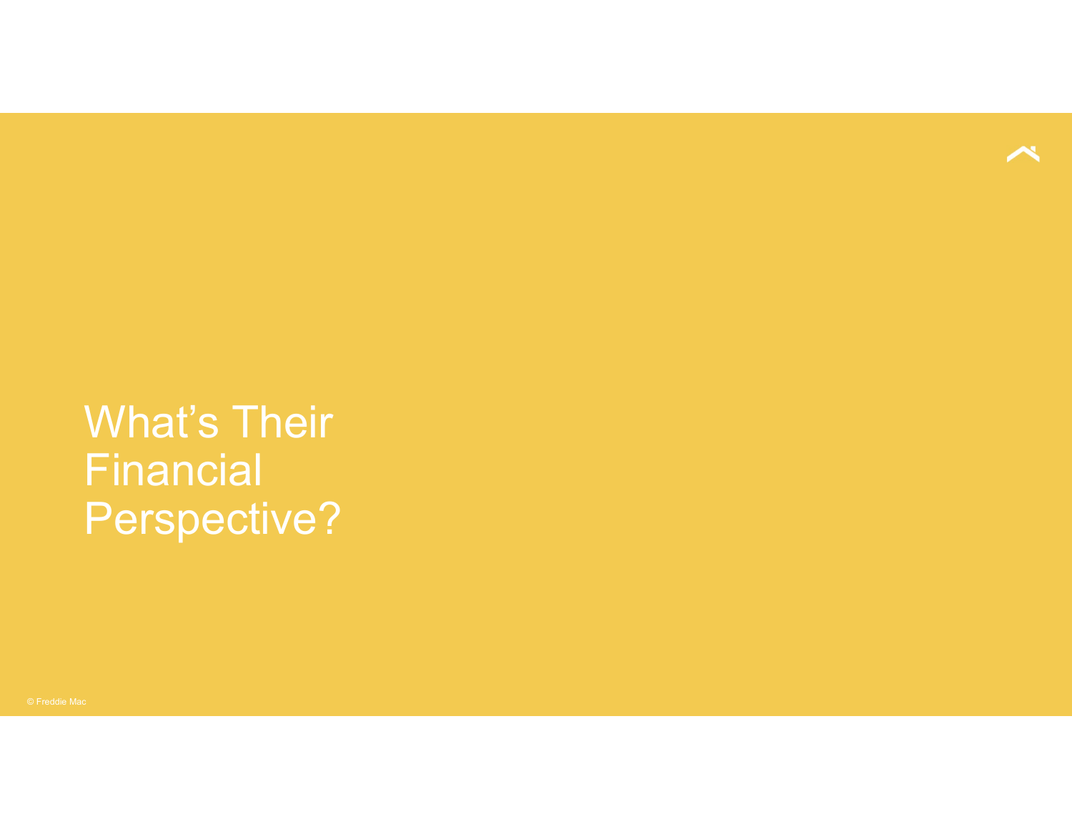# What's Their Financial Perspective?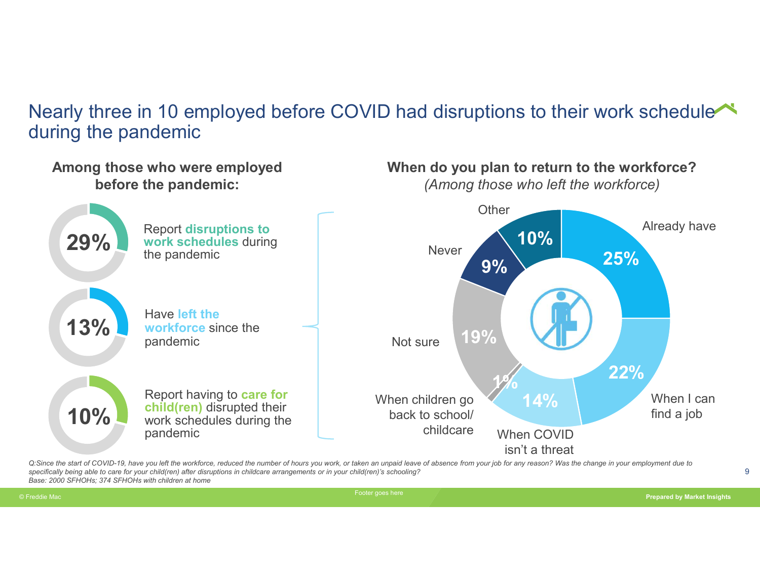# Nearly three in 10 employed before COVID had disruptions to their work schedule during the pandemic

### Among those who were employed before the pandemic:

- **29%** Report **disruptions to work schedules** during the pandemic
- **13%** Have **left the workforce** since the pandemic
- **10%** Report having to **care for child(ren)** disrupted their work schedules during the pandemic

### When do you plan to return to the workforce?

*(Among those who left the workforce)*

| Response | % |
|---|---|
| Already have | 25% |
| When I can find a job | 22% |
| When COVID isn't a threat | 14% |
| When children go back to school/ childcare | 1% |
| Not sure | 19% |
| Never | 9% |
| Other | 10% |

*Q:Since the start of COVID-19, have you left the workforce, reduced the number of hours you work, or taken an unpaid leave of absence from your job for any reason? Was the change in your employment due to specifically being able to care for your child(ren) after disruptions in childcare arrangements or in your child(ren)'s schooling?*

*Base: 2000 SFHOHs; 374 SFHOHs with children at home*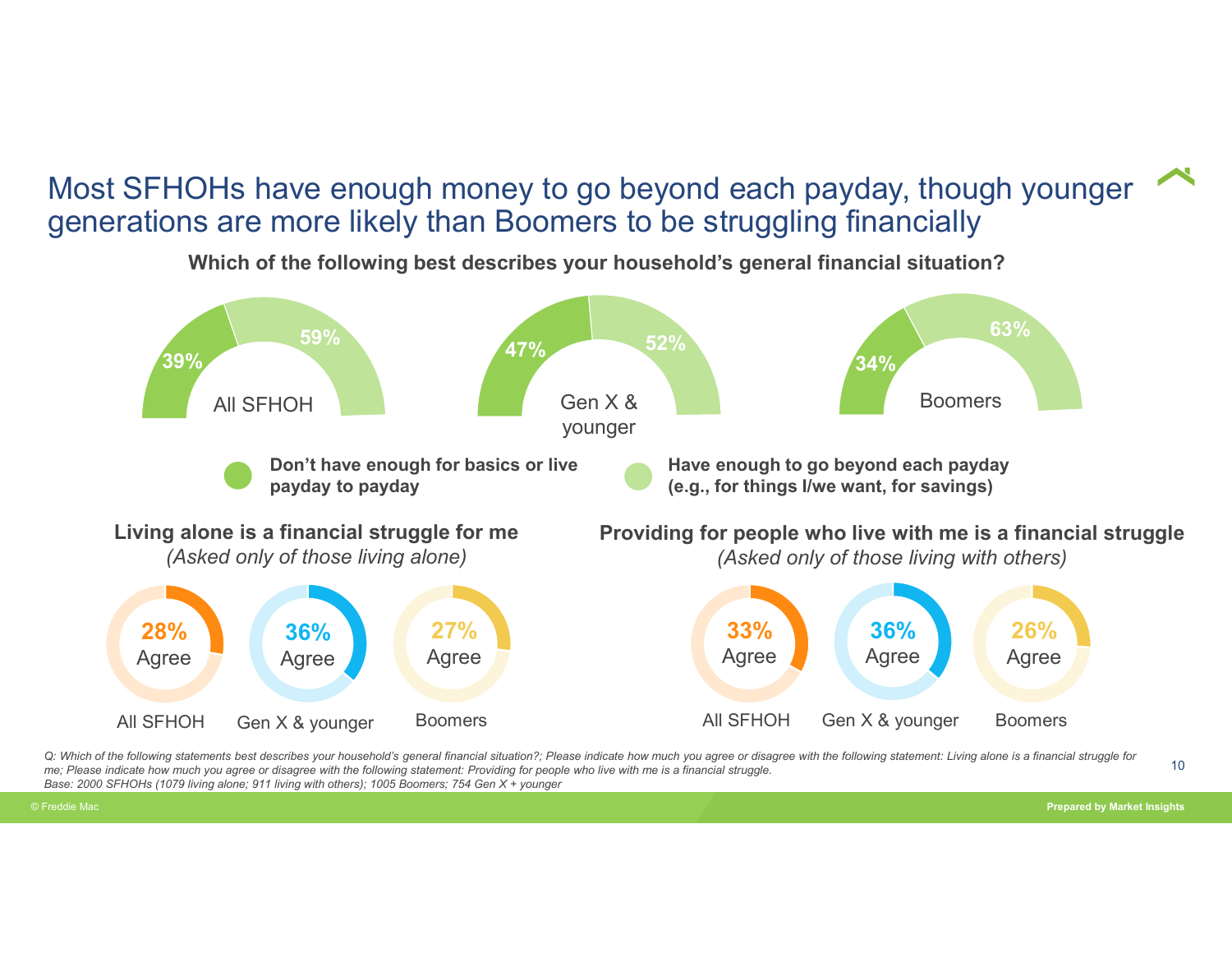# Most SFHOHs have enough money to go beyond each payday, though younger generations are more likely than Boomers to be struggling financially

**Which of the following best describes your household's general financial situation?**

| | Don't have enough for basics or live payday to payday | Have enough to go beyond each payday (e.g., for things I/we want, for savings) |
|---|---|---|
| All SFHOH | 39% | 59% |
| Gen X & younger | 47% | 52% |
| Boomers | 34% | 63% |

**Living alone is a financial struggle for me**
*(Asked only of those living alone)*

| | Agree |
|---|---|
| All SFHOH | 28% |
| Gen X & younger | 36% |
| Boomers | 27% |

**Providing for people who live with me is a financial struggle**
*(Asked only of those living with others)*

| | Agree |
|---|---|
| All SFHOH | 33% |
| Gen X & younger | 36% |
| Boomers | 26% |

*Q: Which of the following statements best describes your household's general financial situation?; Please indicate how much you agree or disagree with the following statement: Living alone is a financial struggle for me; Please indicate how much you agree or disagree with the following statement: Providing for people who live with me is a financial struggle.*
*Base: 2000 SFHOHs (1079 living alone; 911 living with others); 1005 Boomers; 754 Gen X + younger*

© Freddie Mac

Prepared by Market Insights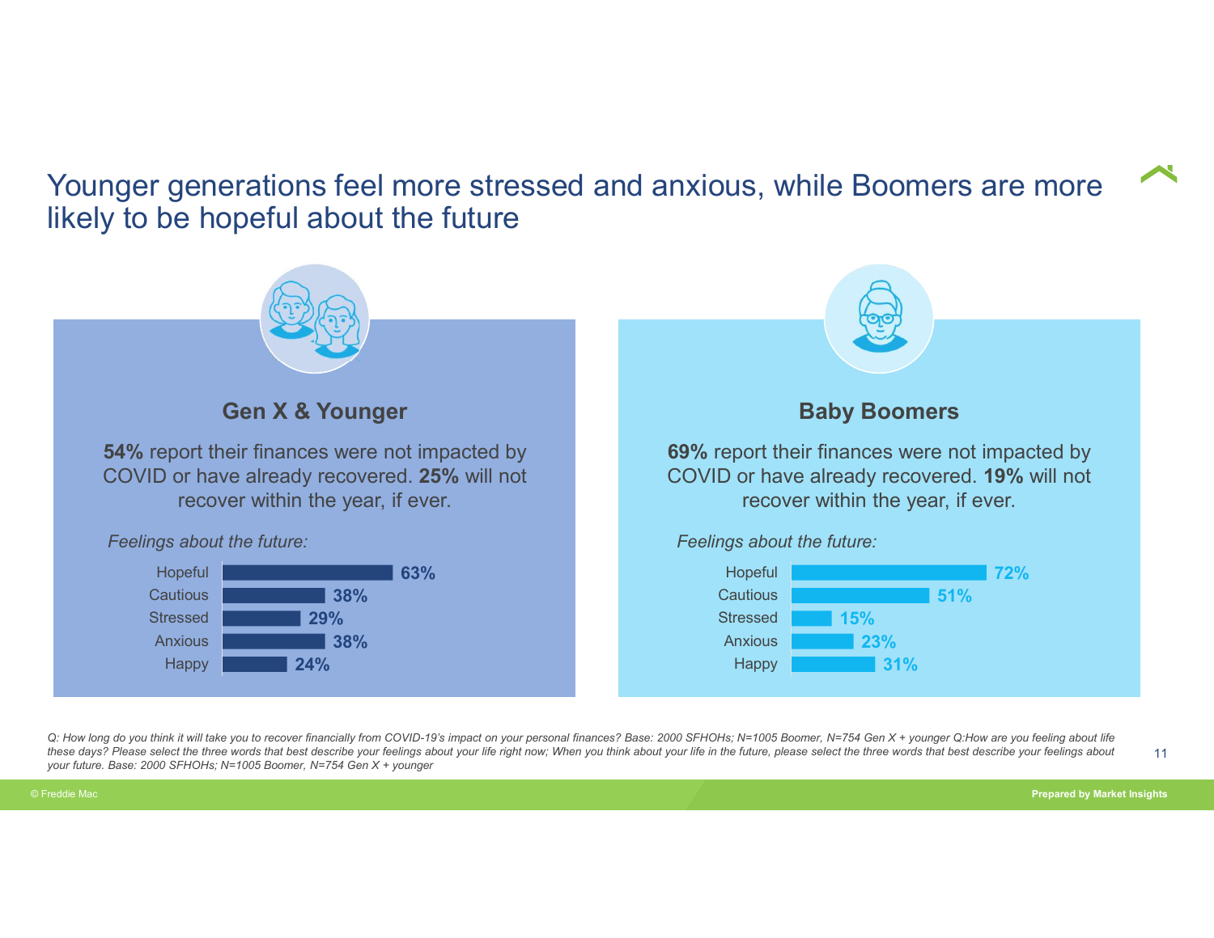# Younger generations feel more stressed and anxious, while Boomers are more likely to be hopeful about the future

## Gen X & Younger

**54%** report their finances were not impacted by COVID or have already recovered. **25%** will not recover within the year, if ever.

*Feelings about the future:*

| Feeling | % |
|---|---|
| Hopeful | 63% |
| Cautious | 38% |
| Stressed | 29% |
| Anxious | 38% |
| Happy | 24% |

## Baby Boomers

**69%** report their finances were not impacted by COVID or have already recovered. **19%** will not recover within the year, if ever.

*Feelings about the future:*

| Feeling | % |
|---|---|
| Hopeful | 72% |
| Cautious | 51% |
| Stressed | 15% |
| Anxious | 23% |
| Happy | 31% |

*Q: How long do you think it will take you to recover financially from COVID-19's impact on your personal finances? Base: 2000 SFHOHs; N=1005 Boomer, N=754 Gen X + younger Q:How are you feeling about life these days? Please select the three words that best describe your feelings about your life right now; When you think about your life in the future, please select the three words that best describe your feelings about your future. Base: 2000 SFHOHs; N=1005 Boomer, N=754 Gen X + younger*

© Freddie Mac

**Prepared by Market Insights**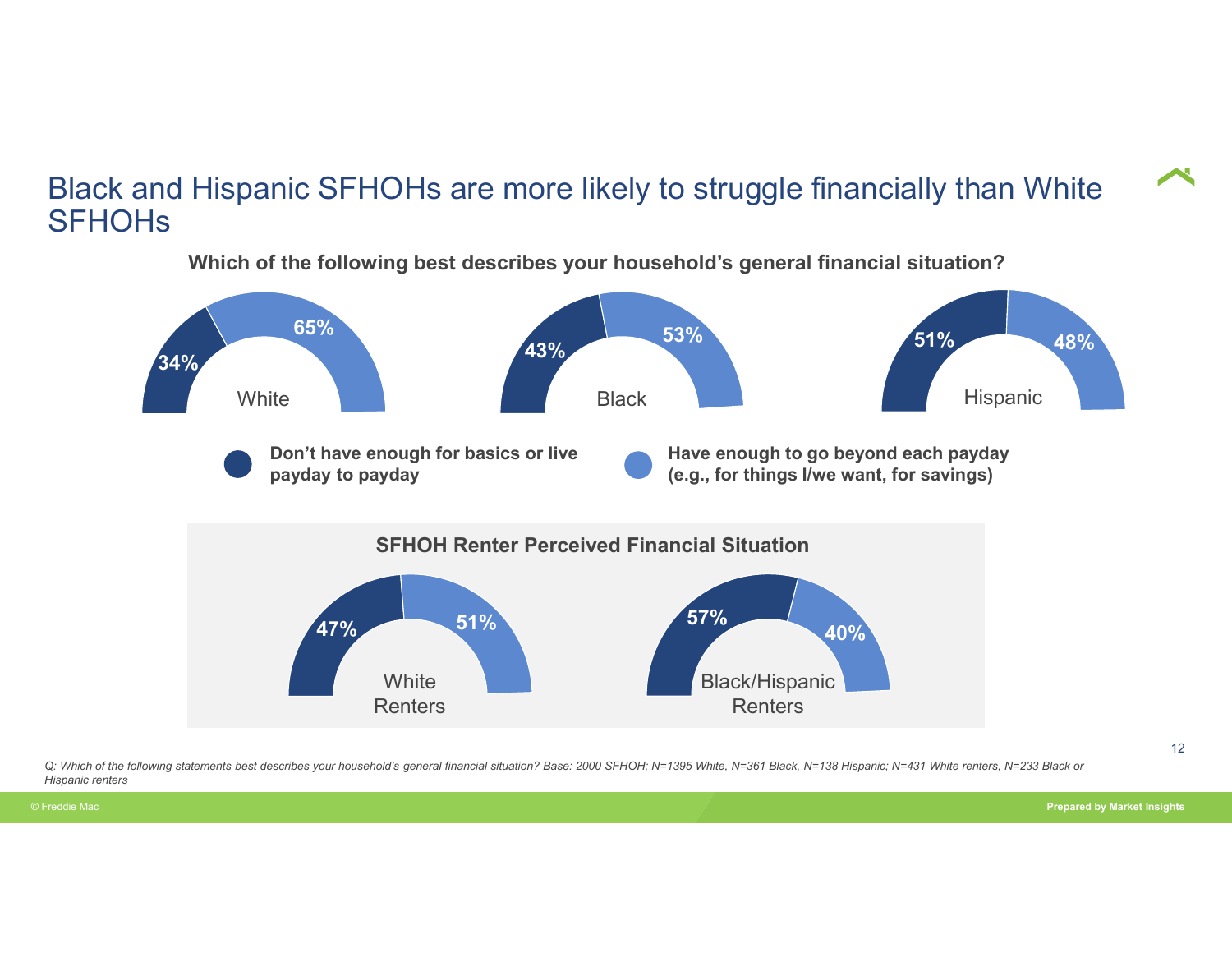# Black and Hispanic SFHOHs are more likely to struggle financially than White SFHOHs

**Which of the following best describes your household's general financial situation?**

| Group | Don't have enough for basics or live payday to payday | Have enough to go beyond each payday (e.g., for things I/we want, for savings) |
| --- | --- | --- |
| White | 34% | 65% |
| Black | 43% | 53% |
| Hispanic | 51% | 48% |

**SFHOH Renter Perceived Financial Situation**

| Group | Don't have enough for basics or live payday to payday | Have enough to go beyond each payday (e.g., for things I/we want, for savings) |
| --- | --- | --- |
| White Renters | 47% | 51% |
| Black/Hispanic Renters | 57% | 40% |

*Q: Which of the following statements best describes your household's general financial situation? Base: 2000 SFHOH; N=1395 White, N=361 Black, N=138 Hispanic; N=431 White renters, N=233 Black or Hispanic renters*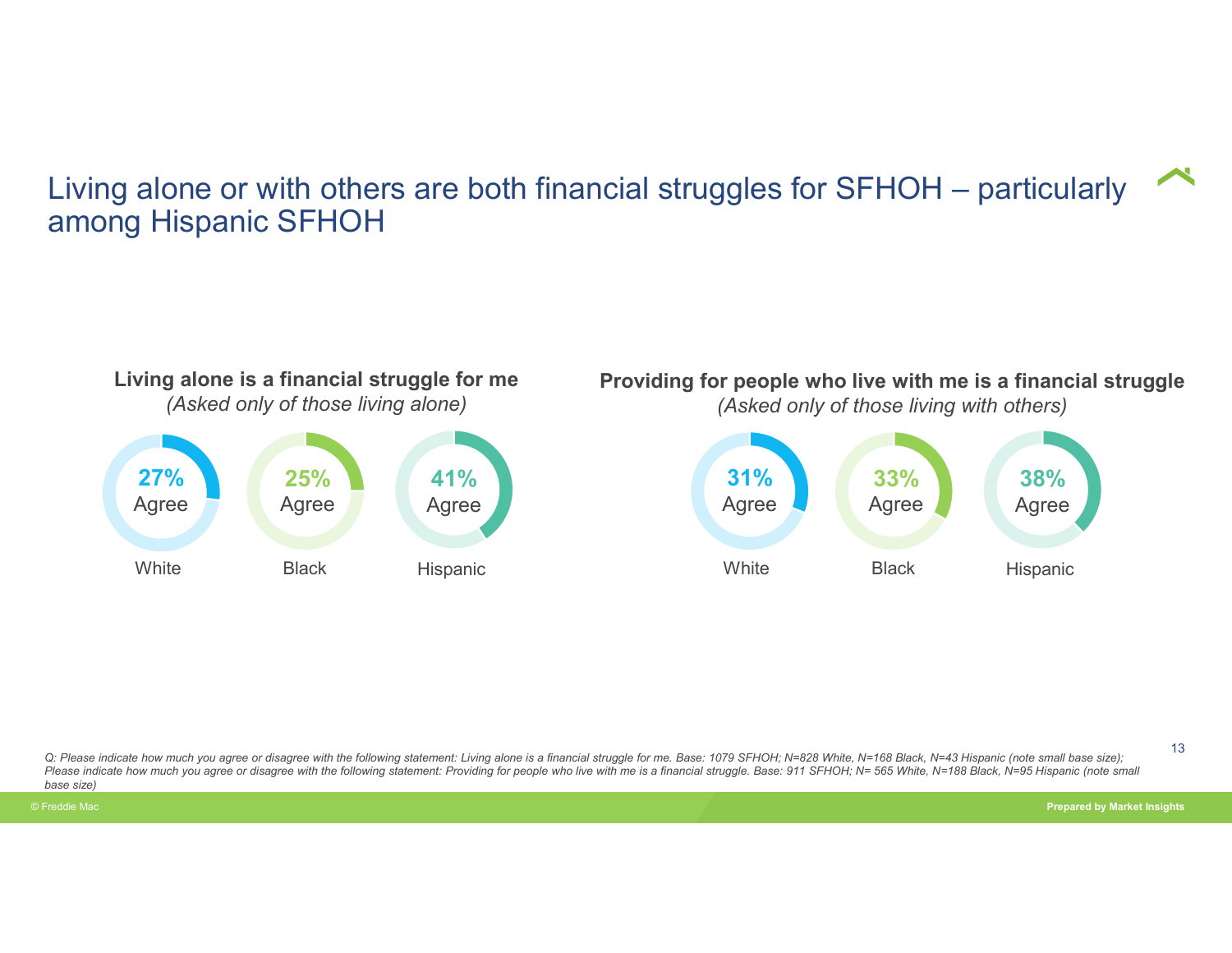# Living alone or with others are both financial struggles for SFHOH – particularly among Hispanic SFHOH

**Living alone is a financial struggle for me**
*(Asked only of those living alone)*

| | White | Black | Hispanic |
|---|---|---|---|
| Agree | 27% | 25% | 41% |

**Providing for people who live with me is a financial struggle**
*(Asked only of those living with others)*

| | White | Black | Hispanic |
|---|---|---|---|
| Agree | 31% | 33% | 38% |

*Q: Please indicate how much you agree or disagree with the following statement: Living alone is a financial struggle for me. Base: 1079 SFHOH; N=828 White, N=168 Black, N=43 Hispanic (note small base size); Please indicate how much you agree or disagree with the following statement: Providing for people who live with me is a financial struggle. Base: 911 SFHOH; N= 565 White, N=188 Black, N=95 Hispanic (note small base size)*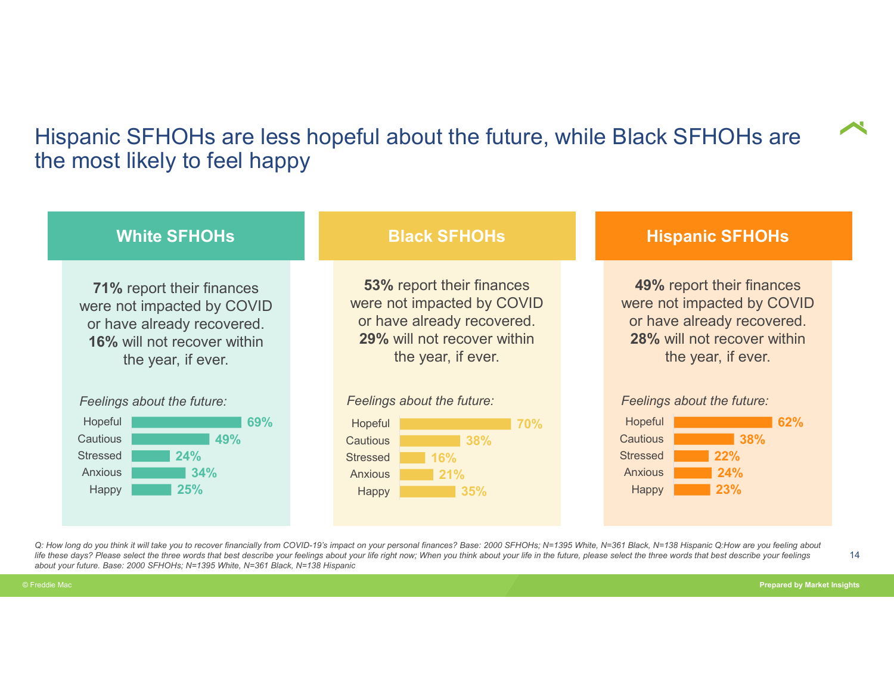# Hispanic SFHOHs are less hopeful about the future, while Black SFHOHs are the most likely to feel happy

## White SFHOHs

**71%** report their finances were not impacted by COVID or have already recovered. **16%** will not recover within the year, if ever.

*Feelings about the future:*

| Feeling | % |
|---|---|
| Hopeful | 69% |
| Cautious | 49% |
| Stressed | 24% |
| Anxious | 34% |
| Happy | 25% |

## Black SFHOHs

**53%** report their finances were not impacted by COVID or have already recovered. **29%** will not recover within the year, if ever.

*Feelings about the future:*

| Feeling | % |
|---|---|
| Hopeful | 70% |
| Cautious | 38% |
| Stressed | 16% |
| Anxious | 21% |
| Happy | 35% |

## Hispanic SFHOHs

**49%** report their finances were not impacted by COVID or have already recovered. **28%** will not recover within the year, if ever.

*Feelings about the future:*

| Feeling | % |
|---|---|
| Hopeful | 62% |
| Cautious | 38% |
| Stressed | 22% |
| Anxious | 24% |
| Happy | 23% |

*Q: How long do you think it will take you to recover financially from COVID-19's impact on your personal finances? Base: 2000 SFHOHs; N=1395 White, N=361 Black, N=138 Hispanic Q:How are you feeling about life these days? Please select the three words that best describe your feelings about your life right now; When you think about your life in the future, please select the three words that best describe your feelings about your future. Base: 2000 SFHOHs; N=1395 White, N=361 Black, N=138 Hispanic*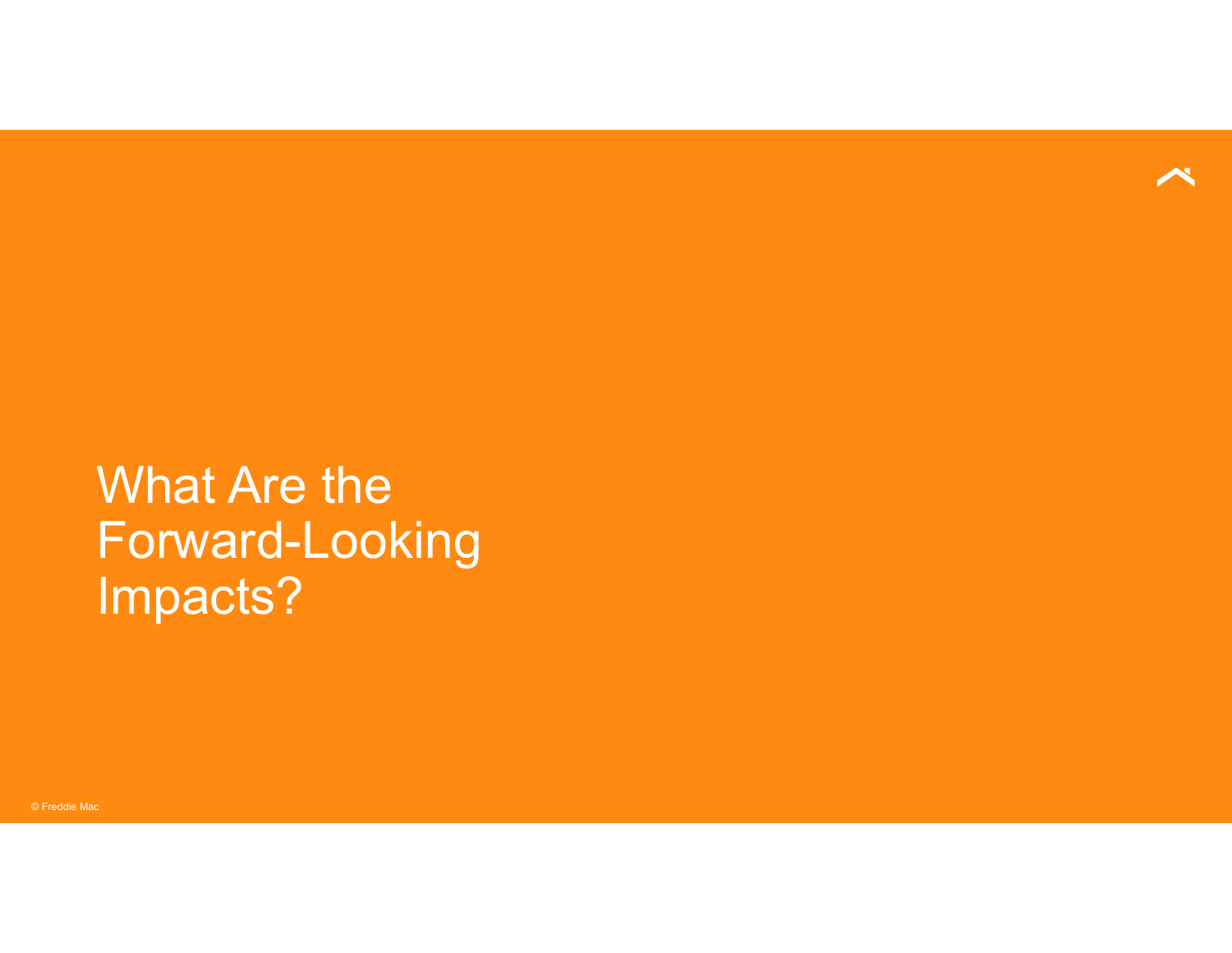# What Are the Forward-Looking Impacts?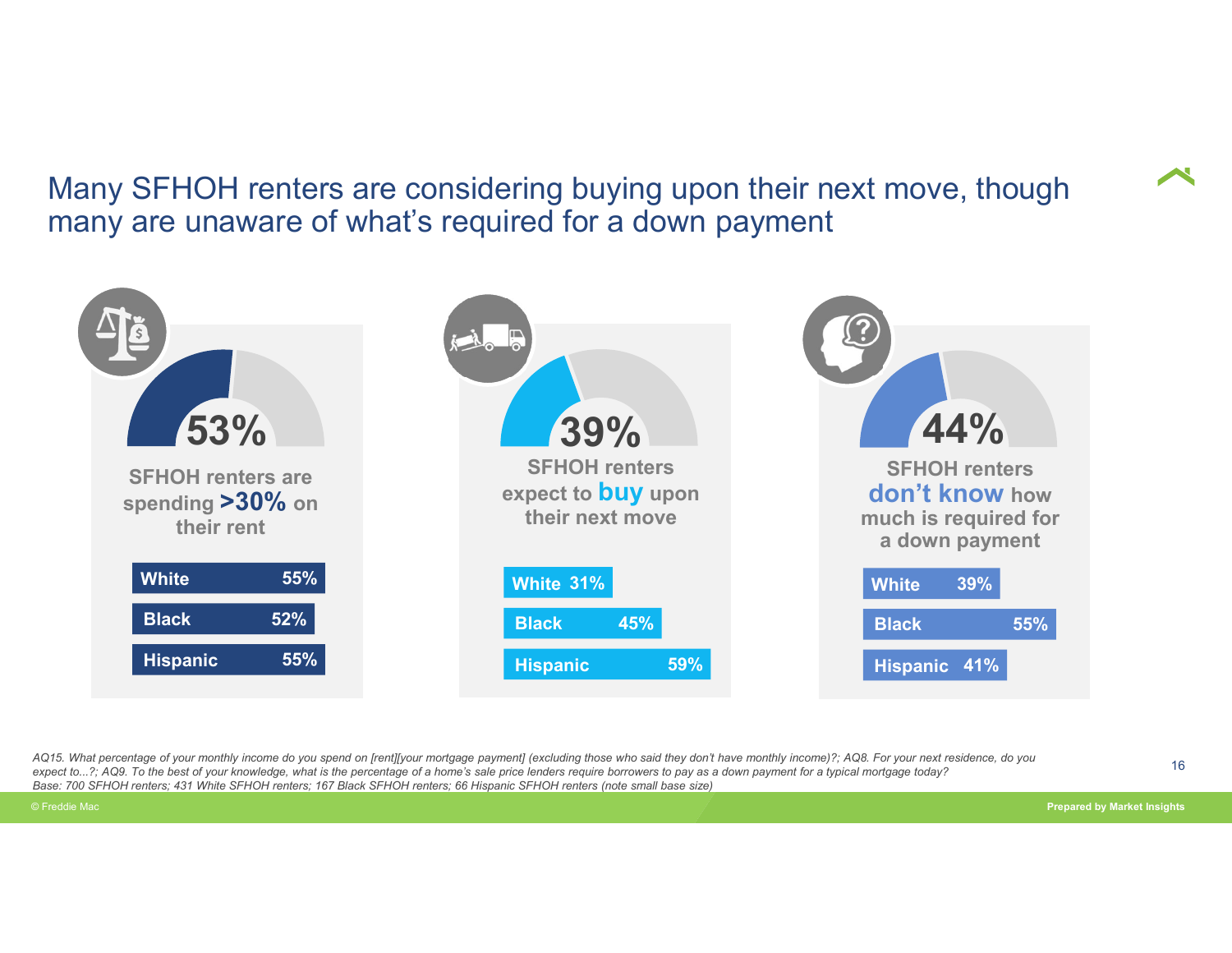# Many SFHOH renters are considering buying upon their next move, though many are unaware of what's required for a down payment

**53%**

SFHOH renters are spending **>30%** on their rent

| | |
|---|---|
| White | 55% |
| Black | 52% |
| Hispanic | 55% |

**39%**

SFHOH renters expect to **buy** upon their next move

| | |
|---|---|
| White | 31% |
| Black | 45% |
| Hispanic | 59% |

**44%**

SFHOH renters **don't know** how much is required for a down payment

| | |
|---|---|
| White | 39% |
| Black | 55% |
| Hispanic | 41% |

*AQ15. What percentage of your monthly income do you spend on [rent][your mortgage payment] (excluding those who said they don't have monthly income)?; AQ8. For your next residence, do you expect to...?; AQ9. To the best of your knowledge, what is the percentage of a home's sale price lenders require borrowers to pay as a down payment for a typical mortgage today?*
*Base: 700 SFHOH renters; 431 White SFHOH renters; 167 Black SFHOH renters; 66 Hispanic SFHOH renters (note small base size)*

© Freddie Mac

Prepared by Market Insights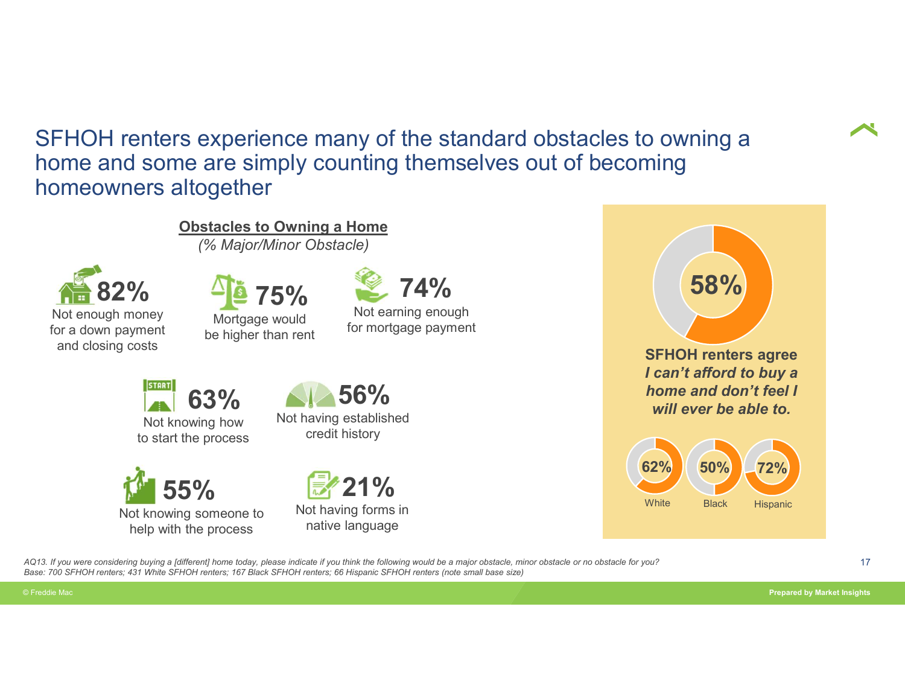# SFHOH renters experience many of the standard obstacles to owning a home and some are simply counting themselves out of becoming homeowners altogether

## Obstacles to Owning a Home

*(% Major/Minor Obstacle)*

- **82%** Not enough money for a down payment and closing costs
- **75%** Mortgage would be higher than rent
- **74%** Not earning enough for mortgage payment
- **63%** Not knowing how to start the process
- **56%** Not having established credit history
- **55%** Not knowing someone to help with the process
- **21%** Not having forms in native language

**58%**

**SFHOH renters agree *I can't afford to buy a home and don't feel I will ever be able to.***

| White | Black | Hispanic |
|---|---|---|
| 62% | 50% | 72% |

*AQ13. If you were considering buying a [different] home today, please indicate if you think the following would be a major obstacle, minor obstacle or no obstacle for you?*
*Base: 700 SFHOH renters; 431 White SFHOH renters; 167 Black SFHOH renters; 66 Hispanic SFHOH renters (note small base size)*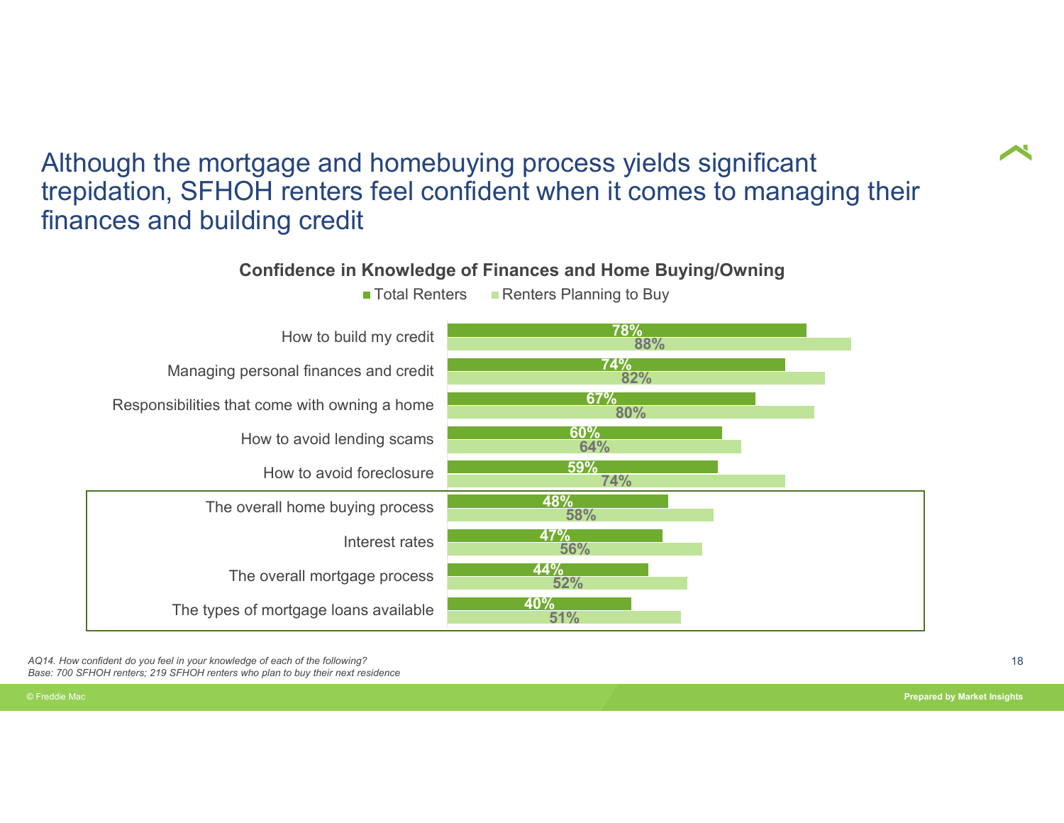# Although the mortgage and homebuying process yields significant trepidation, SFHOH renters feel confident when it comes to managing their finances and building credit

**Confidence in Knowledge of Finances and Home Buying/Owning**

Total Renters
Renters Planning to Buy

How to build my credit
78%
88%

Managing personal finances and credit
74%
82%

Responsibilities that come with owning a home
67%
80%

How to avoid lending scams
60%
64%

How to avoid foreclosure
59%
74%

The overall home buying process
48%
58%

Interest rates
47%
56%

The overall mortgage process
44%
52%

The types of mortgage loans available
40%
51%

*AQ14. How confident do you feel in your knowledge of each of the following?*
*Base: 700 SFHOH renters; 219 SFHOH renters who plan to buy their next residence*

© Freddie Mac

Prepared by Market Insights